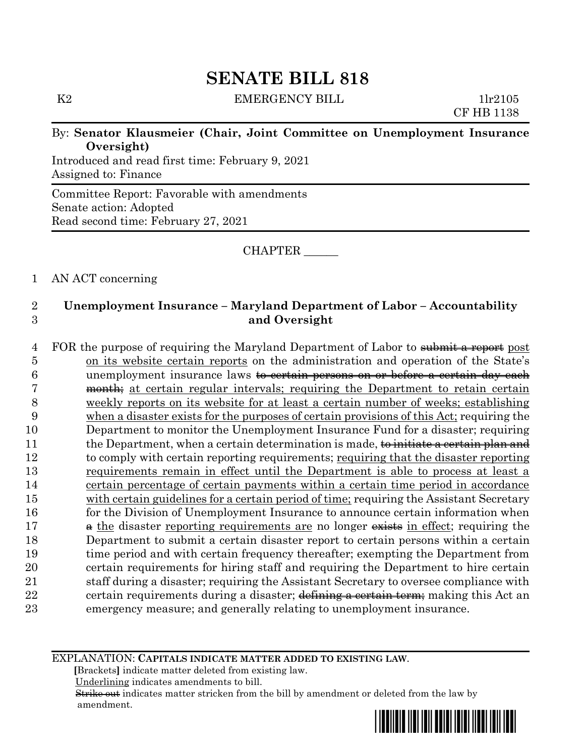# SENATE BILL 818

K2 EMERGENCY BILL 1lr2105
CF HB 1138

By: **Senator Klausmeier (Chair, Joint Committee on Unemployment Insurance Oversight)**
Introduced and read first time: February 9, 2021
Assigned to: Finance

Committee Report: Favorable with amendments
Senate action: Adopted
Read second time: February 27, 2021

CHAPTER ______

1 AN ACT concerning

2 **Unemployment Insurance – Maryland Department of Labor – Accountability**
3 **and Oversight**

4 FOR the purpose of requiring the Maryland Department of Labor to ~~submit a report~~ <u>post</u>
5 <u>on its website certain reports</u> on the administration and operation of the State's
6 unemployment insurance laws ~~to certain persons on or before a certain day each~~
7 ~~month;~~ <u>at certain regular intervals; requiring the Department to retain certain</u>
8 <u>weekly reports on its website for at least a certain number of weeks; establishing</u>
9 <u>when a disaster exists for the purposes of certain provisions of this Act;</u> requiring the
10 Department to monitor the Unemployment Insurance Fund for a disaster; requiring
11 the Department, when a certain determination is made, ~~to initiate a certain plan and~~
12 to comply with certain reporting requirements; <u>requiring that the disaster reporting</u>
13 <u>requirements remain in effect until the Department is able to process at least a</u>
14 <u>certain percentage of certain payments within a certain time period in accordance</u>
15 <u>with certain guidelines for a certain period of time;</u> requiring the Assistant Secretary
16 for the Division of Unemployment Insurance to announce certain information when
17 ~~a~~ <u>the</u> disaster <u>reporting requirements are</u> no longer ~~exists~~ <u>in effect</u>; requiring the
18 Department to submit a certain disaster report to certain persons within a certain
19 time period and with certain frequency thereafter; exempting the Department from
20 certain requirements for hiring staff and requiring the Department to hire certain
21 staff during a disaster; requiring the Assistant Secretary to oversee compliance with
22 certain requirements during a disaster; ~~defining a certain term;~~ making this Act an
23 emergency measure; and generally relating to unemployment insurance.

EXPLANATION: **CAPITALS INDICATE MATTER ADDED TO EXISTING LAW.**
**[**Brackets**]** indicate matter deleted from existing law.
<u>Underlining</u> indicates amendments to bill.
~~Strike out~~ indicates matter stricken from the bill by amendment or deleted from the law by amendment.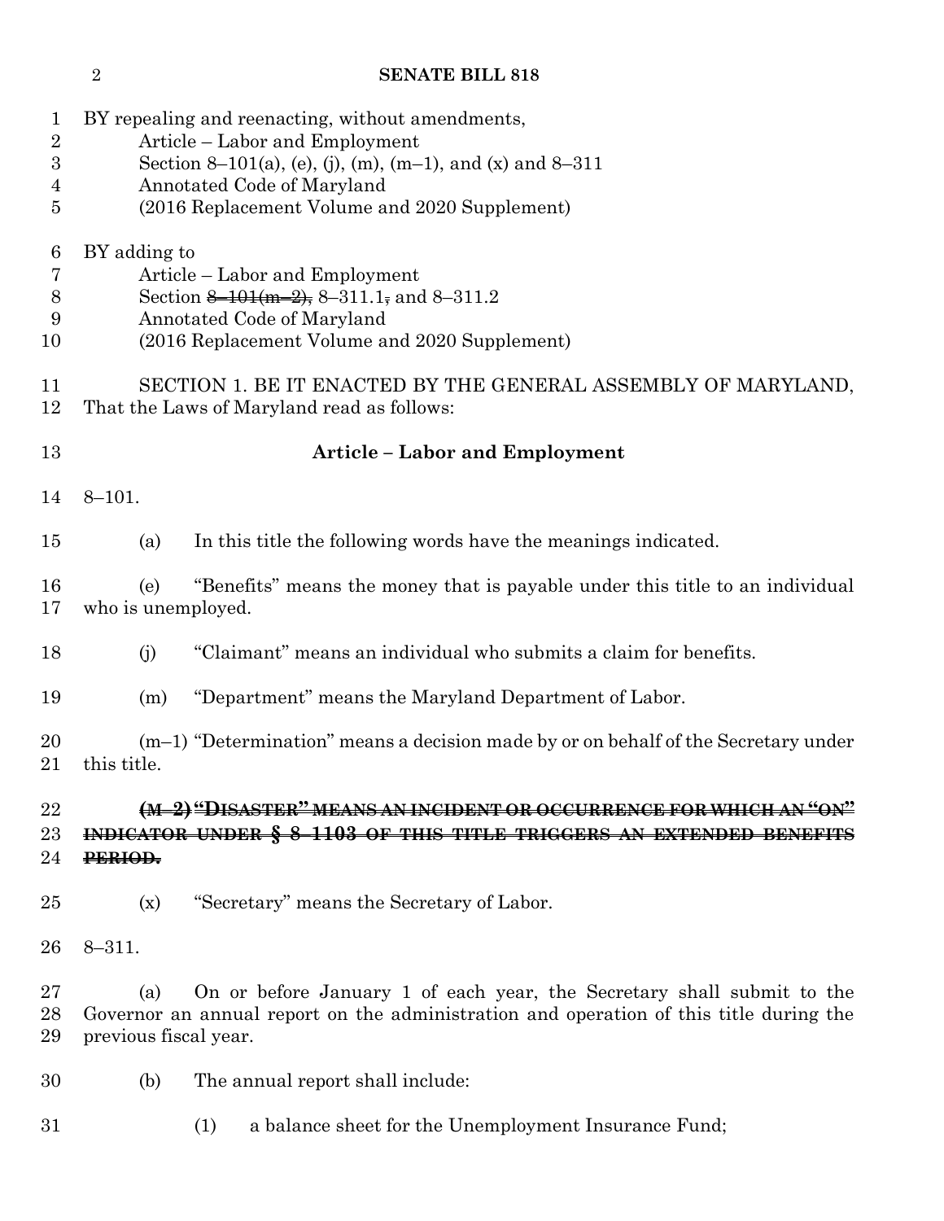BY repealing and reenacting, without amendments,
Article – Labor and Employment
Section 8–101(a), (e), (j), (m), (m–1), and (x) and 8–311
Annotated Code of Maryland
(2016 Replacement Volume and 2020 Supplement)

BY adding to
Article – Labor and Employment
Section ~~8–101(m–2),~~ 8–311.1~~,~~ and 8–311.2
Annotated Code of Maryland
(2016 Replacement Volume and 2020 Supplement)

SECTION 1. BE IT ENACTED BY THE GENERAL ASSEMBLY OF MARYLAND, That the Laws of Maryland read as follows:

**Article – Labor and Employment**

8–101.

(a) In this title the following words have the meanings indicated.

(e) "Benefits" means the money that is payable under this title to an individual who is unemployed.

(j) "Claimant" means an individual who submits a claim for benefits.

(m) "Department" means the Maryland Department of Labor.

(m–1) "Determination" means a decision made by or on behalf of the Secretary under this title.

~~**(M–2) "DISASTER" MEANS AN INCIDENT OR OCCURRENCE FOR WHICH AN "ON" INDICATOR UNDER § 8–1103 OF THIS TITLE TRIGGERS AN EXTENDED BENEFITS PERIOD.**~~

(x) "Secretary" means the Secretary of Labor.

8–311.

(a) On or before January 1 of each year, the Secretary shall submit to the Governor an annual report on the administration and operation of this title during the previous fiscal year.

(b) The annual report shall include:

(1) a balance sheet for the Unemployment Insurance Fund;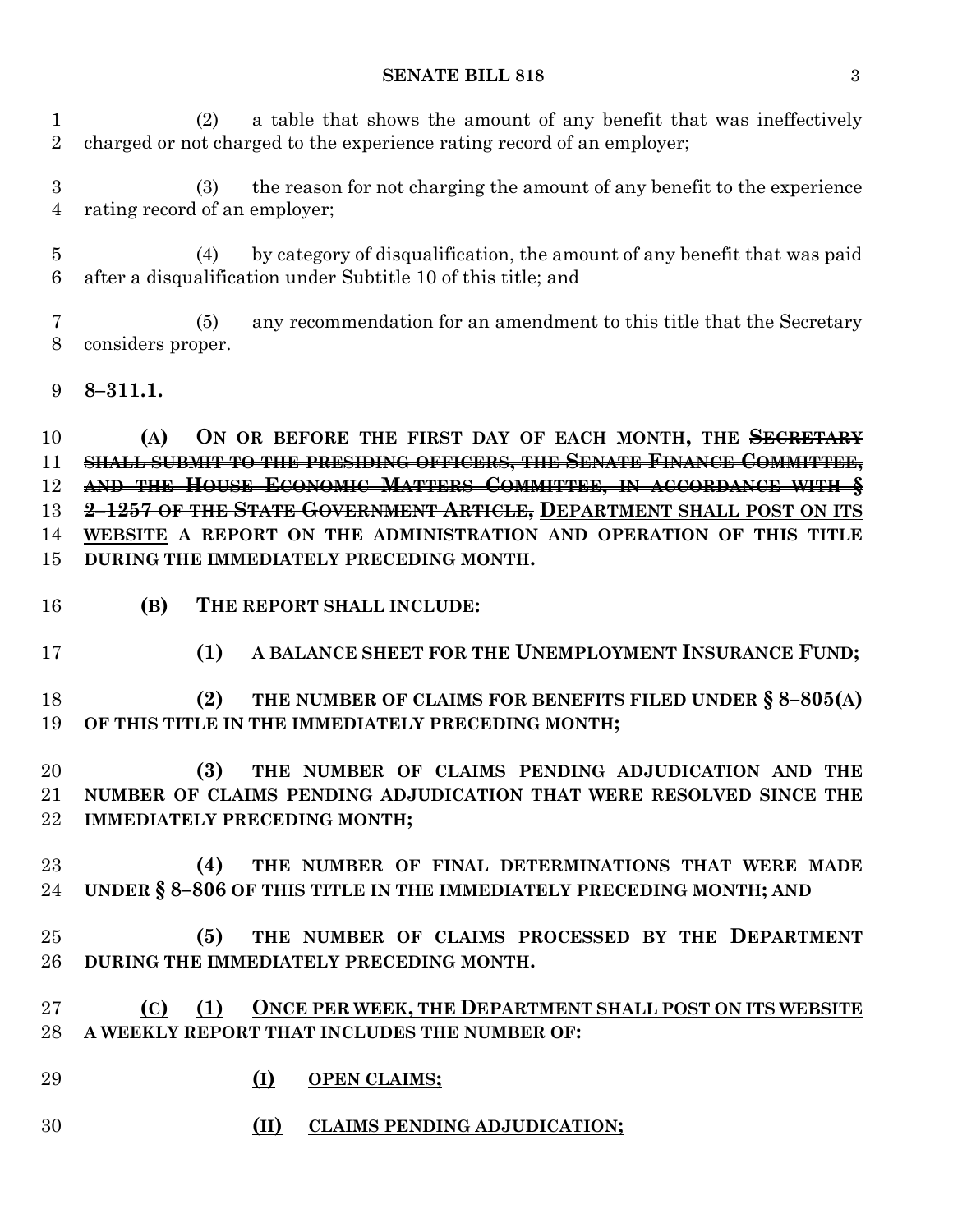(2) a table that shows the amount of any benefit that was ineffectively charged or not charged to the experience rating record of an employer;

(3) the reason for not charging the amount of any benefit to the experience rating record of an employer;

(4) by category of disqualification, the amount of any benefit that was paid after a disqualification under Subtitle 10 of this title; and

(5) any recommendation for an amendment to this title that the Secretary considers proper.

**8–311.1.**

**(A) ON OR BEFORE THE FIRST DAY OF EACH MONTH, THE ~~SECRETARY SHALL SUBMIT TO THE PRESIDING OFFICERS, THE SENATE FINANCE COMMITTEE, AND THE HOUSE ECONOMIC MATTERS COMMITTEE, IN ACCORDANCE WITH § 2–1257 OF THE STATE GOVERNMENT ARTICLE,~~ <u>DEPARTMENT SHALL POST ON ITS WEBSITE</u> A REPORT ON THE ADMINISTRATION AND OPERATION OF THIS TITLE DURING THE IMMEDIATELY PRECEDING MONTH.**

**(B) THE REPORT SHALL INCLUDE:**

**(1) A BALANCE SHEET FOR THE UNEMPLOYMENT INSURANCE FUND;**

**(2) THE NUMBER OF CLAIMS FOR BENEFITS FILED UNDER § 8–805(A) OF THIS TITLE IN THE IMMEDIATELY PRECEDING MONTH;**

**(3) THE NUMBER OF CLAIMS PENDING ADJUDICATION AND THE NUMBER OF CLAIMS PENDING ADJUDICATION THAT WERE RESOLVED SINCE THE IMMEDIATELY PRECEDING MONTH;**

**(4) THE NUMBER OF FINAL DETERMINATIONS THAT WERE MADE UNDER § 8–806 OF THIS TITLE IN THE IMMEDIATELY PRECEDING MONTH; AND**

**(5) THE NUMBER OF CLAIMS PROCESSED BY THE DEPARTMENT DURING THE IMMEDIATELY PRECEDING MONTH.**

**<u>(C) (1) ONCE PER WEEK, THE DEPARTMENT SHALL POST ON ITS WEBSITE A WEEKLY REPORT THAT INCLUDES THE NUMBER OF:</u>**

**<u>(I) OPEN CLAIMS;</u>**

**<u>(II) CLAIMS PENDING ADJUDICATION;</u>**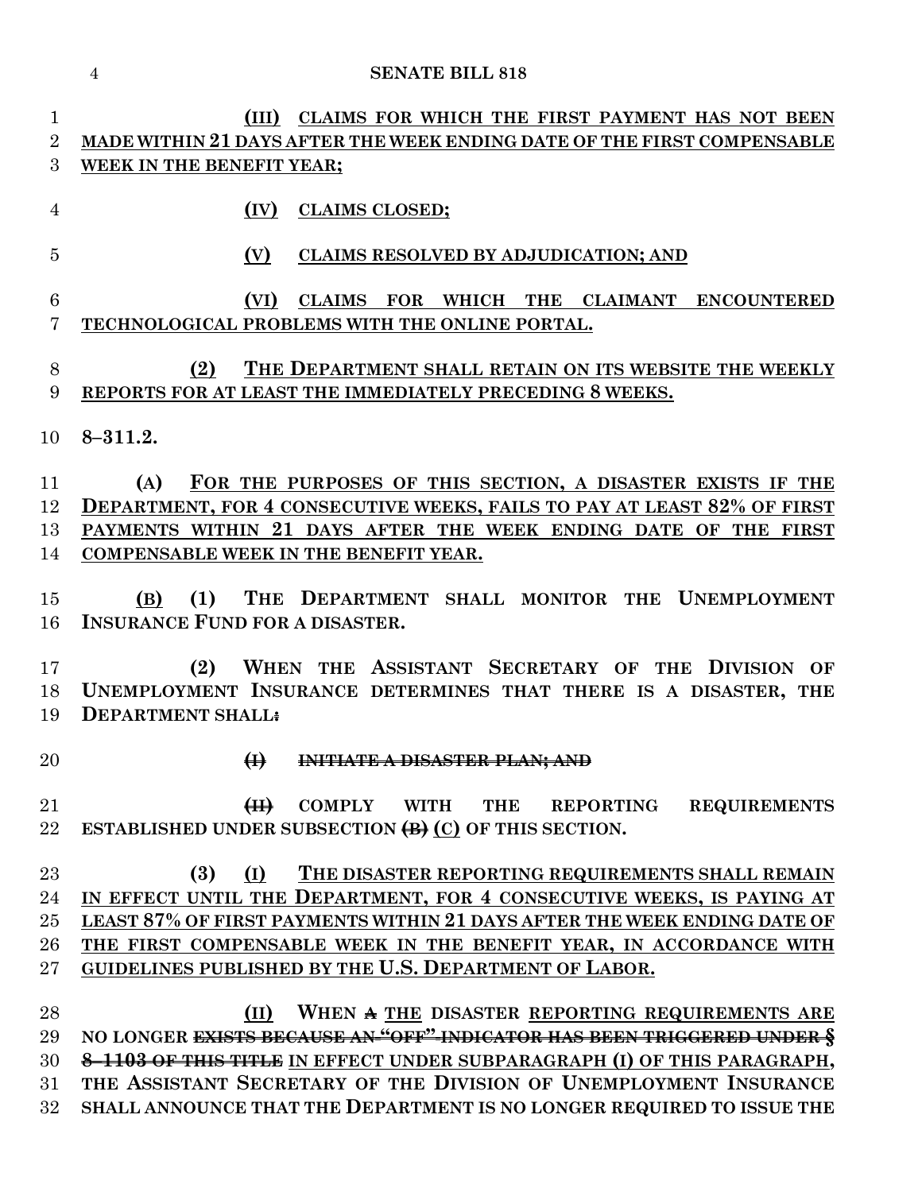(III) CLAIMS FOR WHICH THE FIRST PAYMENT HAS NOT BEEN MADE WITHIN 21 DAYS AFTER THE WEEK ENDING DATE OF THE FIRST COMPENSABLE WEEK IN THE BENEFIT YEAR;

(IV) CLAIMS CLOSED;

(V) CLAIMS RESOLVED BY ADJUDICATION; AND

(VI) CLAIMS FOR WHICH THE CLAIMANT ENCOUNTERED TECHNOLOGICAL PROBLEMS WITH THE ONLINE PORTAL.

(2) THE DEPARTMENT SHALL RETAIN ON ITS WEBSITE THE WEEKLY REPORTS FOR AT LEAST THE IMMEDIATELY PRECEDING 8 WEEKS.

**8–311.2.**

(A) FOR THE PURPOSES OF THIS SECTION, A DISASTER EXISTS IF THE DEPARTMENT, FOR 4 CONSECUTIVE WEEKS, FAILS TO PAY AT LEAST 82% OF FIRST PAYMENTS WITHIN 21 DAYS AFTER THE WEEK ENDING DATE OF THE FIRST COMPENSABLE WEEK IN THE BENEFIT YEAR.

(B) (1) THE DEPARTMENT SHALL MONITOR THE UNEMPLOYMENT INSURANCE FUND FOR A DISASTER.

(2) WHEN THE ASSISTANT SECRETARY OF THE DIVISION OF UNEMPLOYMENT INSURANCE DETERMINES THAT THERE IS A DISASTER, THE DEPARTMENT SHALL~~:~~

~~(I) INITIATE A DISASTER PLAN; AND~~

~~(II)~~ COMPLY WITH THE REPORTING REQUIREMENTS ESTABLISHED UNDER SUBSECTION ~~(B)~~ (C) OF THIS SECTION.

(3) (I) THE DISASTER REPORTING REQUIREMENTS SHALL REMAIN IN EFFECT UNTIL THE DEPARTMENT, FOR 4 CONSECUTIVE WEEKS, IS PAYING AT LEAST 87% OF FIRST PAYMENTS WITHIN 21 DAYS AFTER THE WEEK ENDING DATE OF THE FIRST COMPENSABLE WEEK IN THE BENEFIT YEAR, IN ACCORDANCE WITH GUIDELINES PUBLISHED BY THE U.S. DEPARTMENT OF LABOR.

(II) WHEN ~~A~~ THE DISASTER REPORTING REQUIREMENTS ARE NO LONGER ~~EXISTS BECAUSE AN "OFF" INDICATOR HAS BEEN TRIGGERED UNDER § 8–1103 OF THIS TITLE~~ IN EFFECT UNDER SUBPARAGRAPH (I) OF THIS PARAGRAPH, THE ASSISTANT SECRETARY OF THE DIVISION OF UNEMPLOYMENT INSURANCE SHALL ANNOUNCE THAT THE DEPARTMENT IS NO LONGER REQUIRED TO ISSUE THE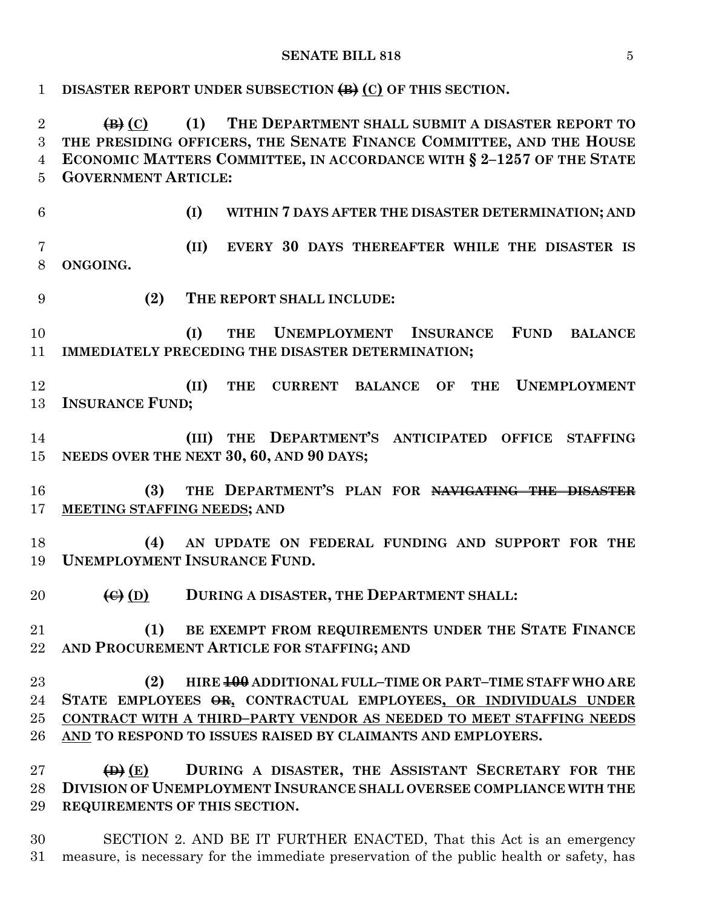**DISASTER REPORT UNDER SUBSECTION ~~(B)~~ <u>(C)</u> OF THIS SECTION.**

**~~(B)~~ <u>(C)</u> (1) THE DEPARTMENT SHALL SUBMIT A DISASTER REPORT TO THE PRESIDING OFFICERS, THE SENATE FINANCE COMMITTEE, AND THE HOUSE ECONOMIC MATTERS COMMITTEE, IN ACCORDANCE WITH § 2–1257 OF THE STATE GOVERNMENT ARTICLE:**

**(I) WITHIN 7 DAYS AFTER THE DISASTER DETERMINATION; AND**

**(II) EVERY 30 DAYS THEREAFTER WHILE THE DISASTER IS ONGOING.**

**(2) THE REPORT SHALL INCLUDE:**

**(I) THE UNEMPLOYMENT INSURANCE FUND BALANCE IMMEDIATELY PRECEDING THE DISASTER DETERMINATION;**

**(II) THE CURRENT BALANCE OF THE UNEMPLOYMENT INSURANCE FUND;**

**(III) THE DEPARTMENT'S ANTICIPATED OFFICE STAFFING NEEDS OVER THE NEXT 30, 60, AND 90 DAYS;**

**(3) THE DEPARTMENT'S PLAN FOR ~~NAVIGATING THE DISASTER~~ <u>MEETING STAFFING NEEDS</u>; AND**

**(4) AN UPDATE ON FEDERAL FUNDING AND SUPPORT FOR THE UNEMPLOYMENT INSURANCE FUND.**

**~~(C)~~ <u>(D)</u> DURING A DISASTER, THE DEPARTMENT SHALL:**

**(1) BE EXEMPT FROM REQUIREMENTS UNDER THE STATE FINANCE AND PROCUREMENT ARTICLE FOR STAFFING; AND**

**(2) HIRE ~~100~~ ADDITIONAL FULL–TIME OR PART–TIME STAFF WHO ARE STATE EMPLOYEES ~~OR~~<u>,</u> CONTRACTUAL EMPLOYEES<u>, OR INDIVIDUALS UNDER CONTRACT WITH A THIRD–PARTY VENDOR AS NEEDED TO MEET STAFFING NEEDS AND</u> TO RESPOND TO ISSUES RAISED BY CLAIMANTS AND EMPLOYERS.**

**~~(D)~~ <u>(E)</u> DURING A DISASTER, THE ASSISTANT SECRETARY FOR THE DIVISION OF UNEMPLOYMENT INSURANCE SHALL OVERSEE COMPLIANCE WITH THE REQUIREMENTS OF THIS SECTION.**

SECTION 2. AND BE IT FURTHER ENACTED, That this Act is an emergency measure, is necessary for the immediate preservation of the public health or safety, has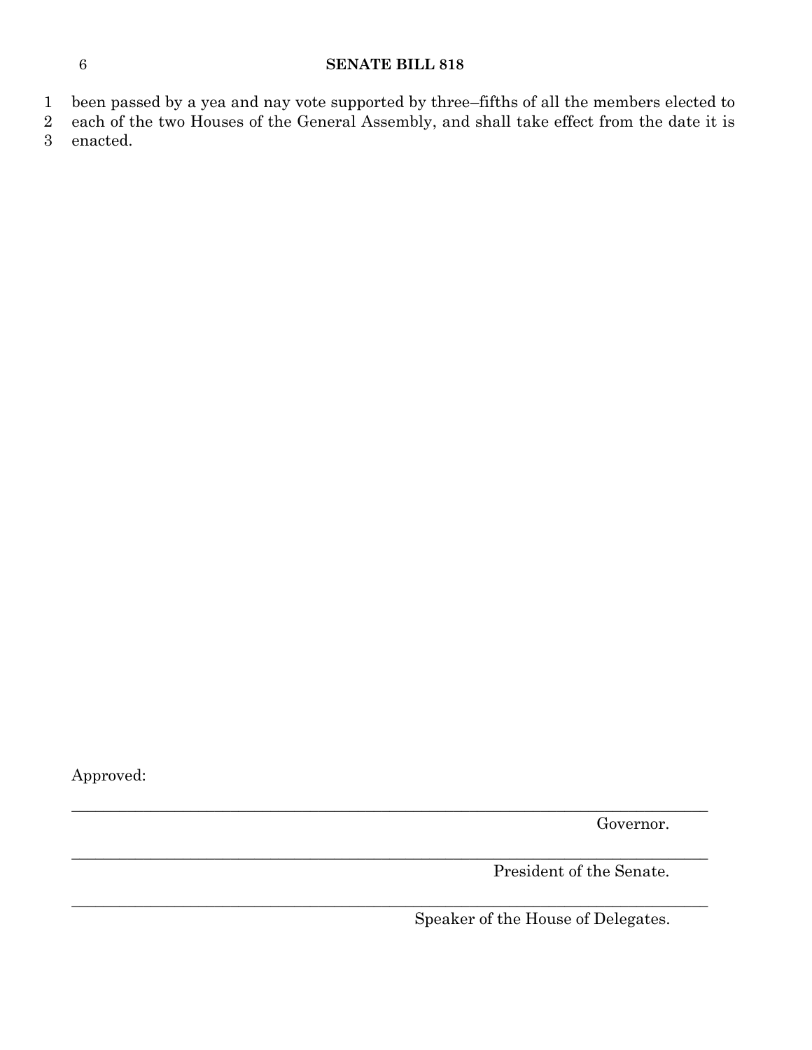been passed by a yea and nay vote supported by three–fifths of all the members elected to each of the two Houses of the General Assembly, and shall take effect from the date it is enacted.

Approved:

________________________________________________________________________________
Governor.

________________________________________________________________________________
President of the Senate.

________________________________________________________________________________
Speaker of the House of Delegates.